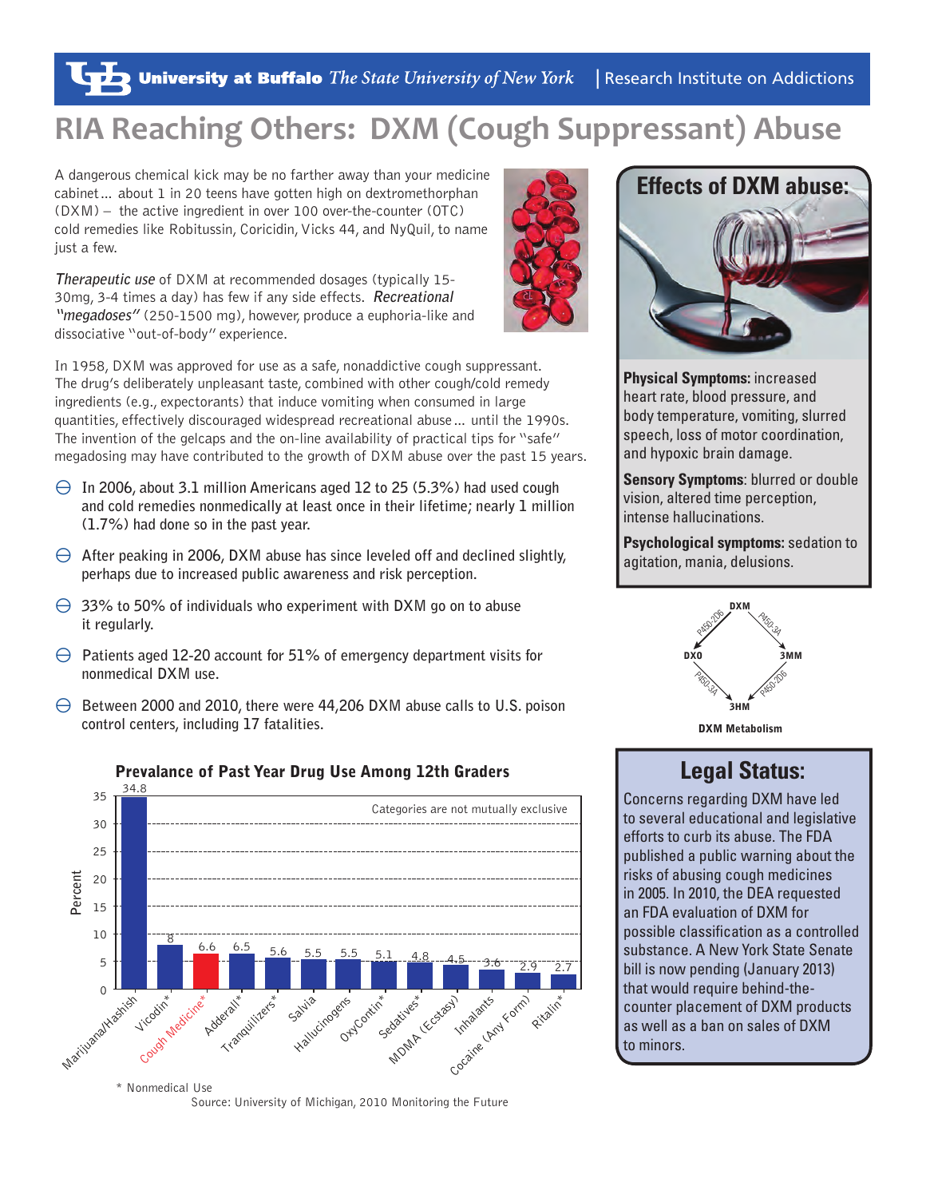# RIA Reaching Others: DXM (Cough Suppressant) Abuse

A dangerous chemical kick may be no farther away than your medicine cabinet... about 1 in 20 teens have gotten high on dextromethorphan (DXM) – the active ingredient in over 100 over-the-counter (OTC) cold remedies like Robitussin, Coricidin, Vicks 44, and NyQuil, to name just a few.

*Therapeutic use* of DXM at recommended dosages (typically 15-30mg, 3-4 times a day) has few if any side effects. ***Recreational "megadoses"*** (250-1500 mg), however, produce a euphoria-like and dissociative "out-of-body" experience.

In 1958, DXM was approved for use as a safe, nonaddictive cough suppressant. The drug's deliberately unpleasant taste, combined with other cough/cold remedy ingredients (e.g., expectorants) that induce vomiting when consumed in large quantities, effectively discouraged widespread recreational abuse... until the 1990s. The invention of the gelcaps and the on-line availability of practical tips for "safe" megadosing may have contributed to the growth of DXM abuse over the past 15 years.

- In 2006, about 3.1 million Americans aged 12 to 25 (5.3%) had used cough and cold remedies nonmedically at least once in their lifetime; nearly 1 million (1.7%) had done so in the past year.
- After peaking in 2006, DXM abuse has since leveled off and declined slightly, perhaps due to increased public awareness and risk perception.
- 33% to 50% of individuals who experiment with DXM go on to abuse it regularly.
- Patients aged 12-20 account for 51% of emergency department visits for nonmedical DXM use.
- Between 2000 and 2010, there were 44,206 DXM abuse calls to U.S. poison control centers, including 17 fatalities.

**Prevalance of Past Year Drug Use Among 12th Graders**

Categories are not mutually exclusive

| Drug | Percent |
| --- | --- |
| Marijuana/Hashish | 34.8 |
| Vicodin* | 8 |
| Cough Medicine* | 6.6 |
| Adderall* | 6.5 |
| Tranquilizers* | 5.6 |
| Salvia | 5.5 |
| Hallucinogens | 5.5 |
| OxyContin* | 5.1 |
| Sedatives* | 4.8 |
| MDMA (Ecstasy) | 4.5 |
| Inhalants | 3.6 |
| Cocaine (Any Form) | 2.9 |
| Ritalin* | 2.7 |

\* Nonmedical Use

Source: University of Michigan, 2010 Monitoring the Future

## Effects of DXM abuse:

**Physical Symptoms:** increased heart rate, blood pressure, and body temperature, vomiting, slurred speech, loss of motor coordination, and hypoxic brain damage.

**Sensory Symptoms**: blurred or double vision, altered time perception, intense hallucinations.

**Psychological symptoms:** sedation to agitation, mania, delusions.

DXM → (P450-2D6) → DXO → (P450-3A) → 3HM

DXM → (P450-3A) → 3MM → (P450-2D6) → 3HM

DXM Metabolism

## Legal Status:

Concerns regarding DXM have led to several educational and legislative efforts to curb its abuse. The FDA published a public warning about the risks of abusing cough medicines in 2005. In 2010, the DEA requested an FDA evaluation of DXM for possible classification as a controlled substance. A New York State Senate bill is now pending (January 2013) that would require behind-the-counter placement of DXM products as well as a ban on sales of DXM to minors.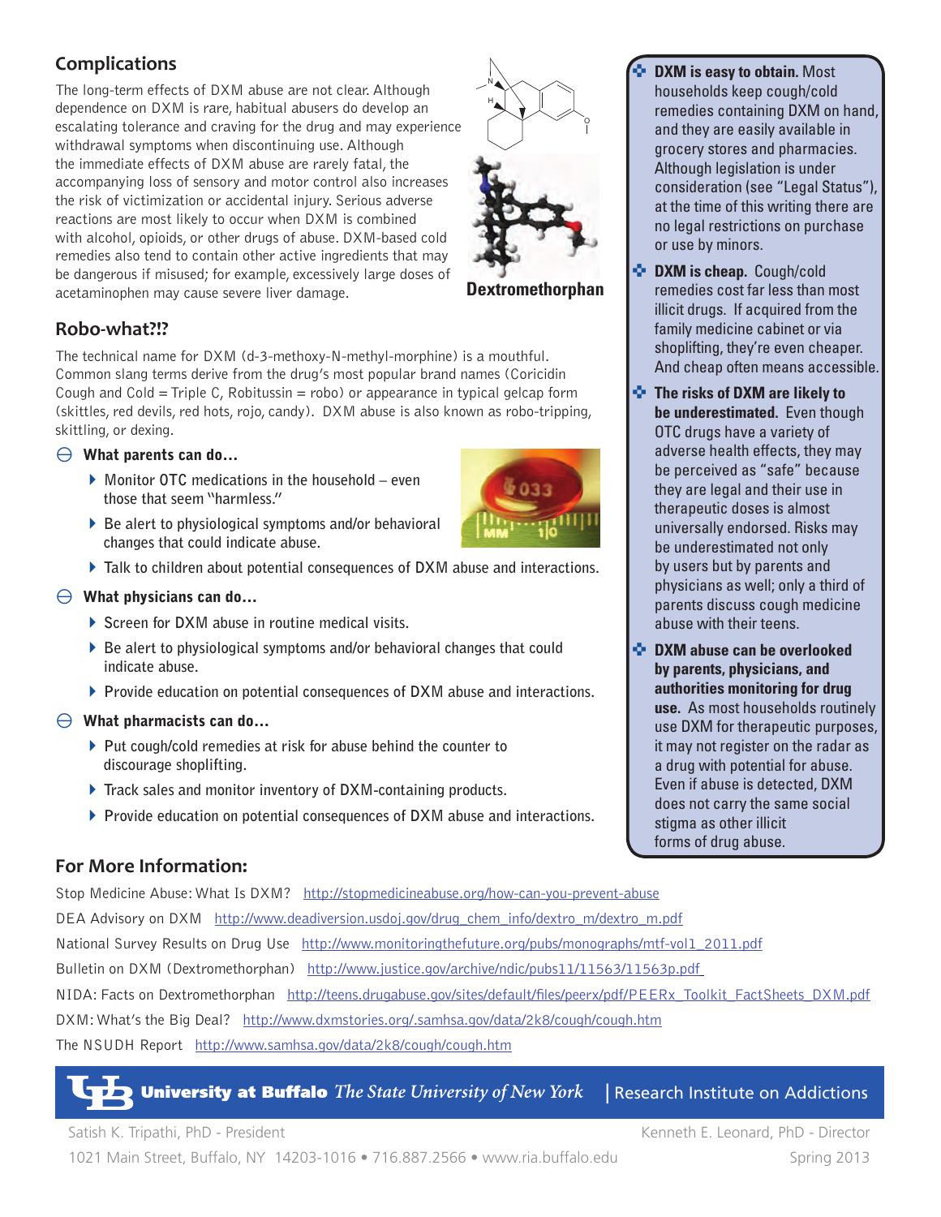## Complications

The long-term effects of DXM abuse are not clear. Although dependence on DXM is rare, habitual abusers do develop an escalating tolerance and craving for the drug and may experience withdrawal symptoms when discontinuing use. Although the immediate effects of DXM abuse are rarely fatal, the accompanying loss of sensory and motor control also increases the risk of victimization or accidental injury. Serious adverse reactions are most likely to occur when DXM is combined with alcohol, opioids, or other drugs of abuse. DXM-based cold remedies also tend to contain other active ingredients that may be dangerous if misused; for example, excessively large doses of acetaminophen may cause severe liver damage.

**Dextromethorphan**

## Robo-what?!?

The technical name for DXM (d-3-methoxy-N-methyl-morphine) is a mouthful. Common slang terms derive from the drug's most popular brand names (Coricidin Cough and Cold = Triple C, Robitussin = robo) or appearance in typical gelcap form (skittles, red devils, red hots, rojo, candy). DXM abuse is also known as robo-tripping, skittling, or dexing.

### What parents can do…

- Monitor OTC medications in the household – even those that seem "harmless."
- Be alert to physiological symptoms and/or behavioral changes that could indicate abuse.
- Talk to children about potential consequences of DXM abuse and interactions.

### What physicians can do…

- Screen for DXM abuse in routine medical visits.
- Be alert to physiological symptoms and/or behavioral changes that could indicate abuse.
- Provide education on potential consequences of DXM abuse and interactions.

### What pharmacists can do…

- Put cough/cold remedies at risk for abuse behind the counter to discourage shoplifting.
- Track sales and monitor inventory of DXM-containing products.
- Provide education on potential consequences of DXM abuse and interactions.

- **DXM is easy to obtain.** Most households keep cough/cold remedies containing DXM on hand, and they are easily available in grocery stores and pharmacies. Although legislation is under consideration (see "Legal Status"), at the time of this writing there are no legal restrictions on purchase or use by minors.
- **DXM is cheap.** Cough/cold remedies cost far less than most illicit drugs. If acquired from the family medicine cabinet or via shoplifting, they're even cheaper. And cheap often means accessible.
- **The risks of DXM are likely to be underestimated.** Even though OTC drugs have a variety of adverse health effects, they may be perceived as "safe" because they are legal and their use in therapeutic doses is almost universally endorsed. Risks may be underestimated not only by users but by parents and physicians as well; only a third of parents discuss cough medicine abuse with their teens.
- **DXM abuse can be overlooked by parents, physicians, and authorities monitoring for drug use.** As most households routinely use DXM for therapeutic purposes, it may not register on the radar as a drug with potential for abuse. Even if abuse is detected, DXM does not carry the same social stigma as other illicit forms of drug abuse.

## For More Information:

Stop Medicine Abuse: What Is DXM? http://stopmedicineabuse.org/how-can-you-prevent-abuse

DEA Advisory on DXM http://www.deadiversion.usdoj.gov/drug_chem_info/dextro_m/dextro_m.pdf

National Survey Results on Drug Use http://www.monitoringthefuture.org/pubs/monographs/mtf-vol1_2011.pdf

Bulletin on DXM (Dextromethorphan) http://www.justice.gov/archive/ndic/pubs11/11563/11563p.pdf

NIDA: Facts on Dextromethorphan http://teens.drugabuse.gov/sites/default/files/peerx/pdf/PEERx_Toolkit_FactSheets_DXM.pdf

DXM: What's the Big Deal? http://www.dxmstories.org/.samhsa.gov/data/2k8/cough/cough.htm

The NSUDH Report http://www.samhsa.gov/data/2k8/cough/cough.htm

**University at Buffalo** *The State University of New York* | Research Institute on Addictions

Satish K. Tripathi, PhD - President
Kenneth E. Leonard, PhD - Director

1021 Main Street, Buffalo, NY 14203-1016 • 716.887.2566 • www.ria.buffalo.edu

Spring 2013